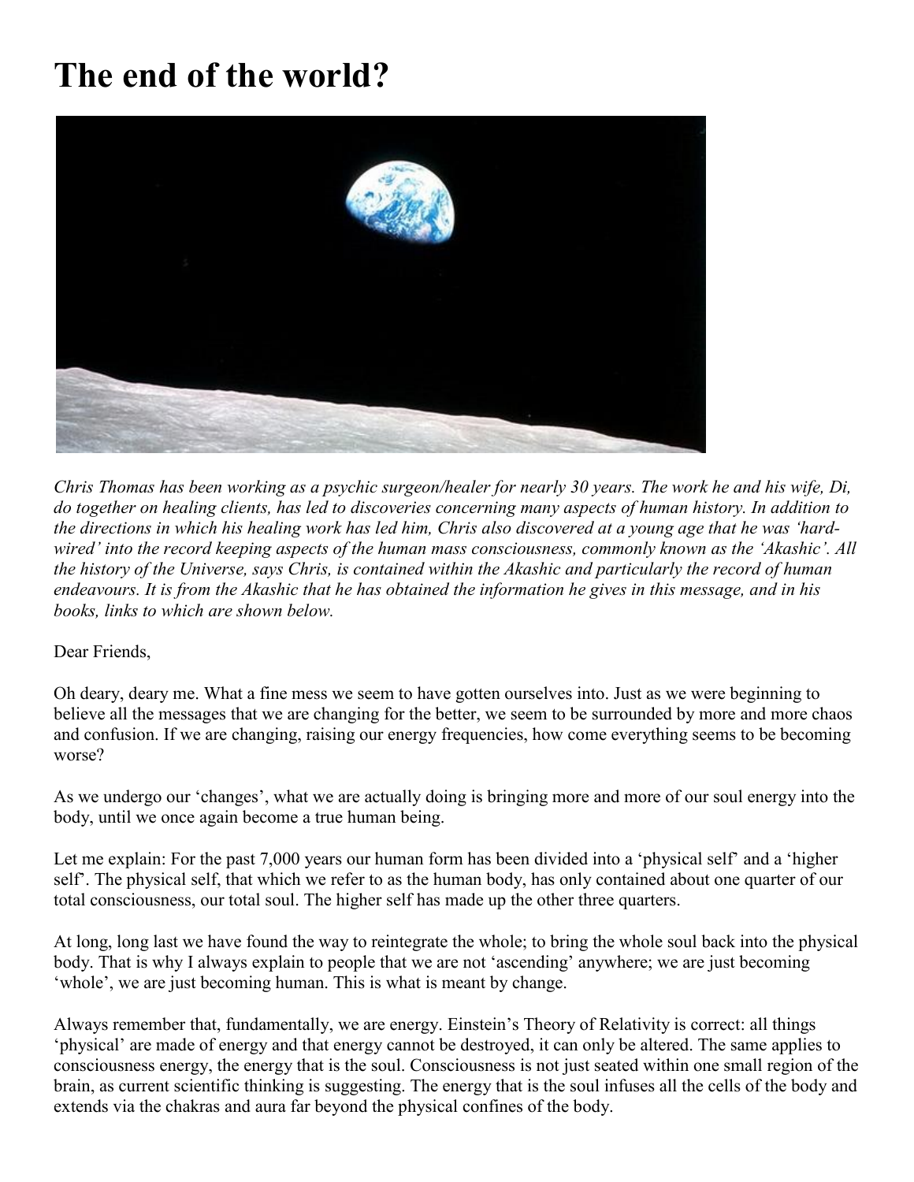# The end of the world?

*Chris Thomas has been working as a psychic surgeon/healer for nearly 30 years. The work he and his wife, Di, do together on healing clients, has led to discoveries concerning many aspects of human history. In addition to the directions in which his healing work has led him, Chris also discovered at a young age that he was 'hard-wired' into the record keeping aspects of the human mass consciousness, commonly known as the 'Akashic'. All the history of the Universe, says Chris, is contained within the Akashic and particularly the record of human endeavours. It is from the Akashic that he has obtained the information he gives in this message, and in his books, links to which are shown below.*

Dear Friends,

Oh deary, deary me. What a fine mess we seem to have gotten ourselves into. Just as we were beginning to believe all the messages that we are changing for the better, we seem to be surrounded by more and more chaos and confusion. If we are changing, raising our energy frequencies, how come everything seems to be becoming worse?

As we undergo our 'changes', what we are actually doing is bringing more and more of our soul energy into the body, until we once again become a true human being.

Let me explain: For the past 7,000 years our human form has been divided into a 'physical self' and a 'higher self'. The physical self, that which we refer to as the human body, has only contained about one quarter of our total consciousness, our total soul. The higher self has made up the other three quarters.

At long, long last we have found the way to reintegrate the whole; to bring the whole soul back into the physical body. That is why I always explain to people that we are not 'ascending' anywhere; we are just becoming 'whole', we are just becoming human. This is what is meant by change.

Always remember that, fundamentally, we are energy. Einstein's Theory of Relativity is correct: all things 'physical' are made of energy and that energy cannot be destroyed, it can only be altered. The same applies to consciousness energy, the energy that is the soul. Consciousness is not just seated within one small region of the brain, as current scientific thinking is suggesting. The energy that is the soul infuses all the cells of the body and extends via the chakras and aura far beyond the physical confines of the body.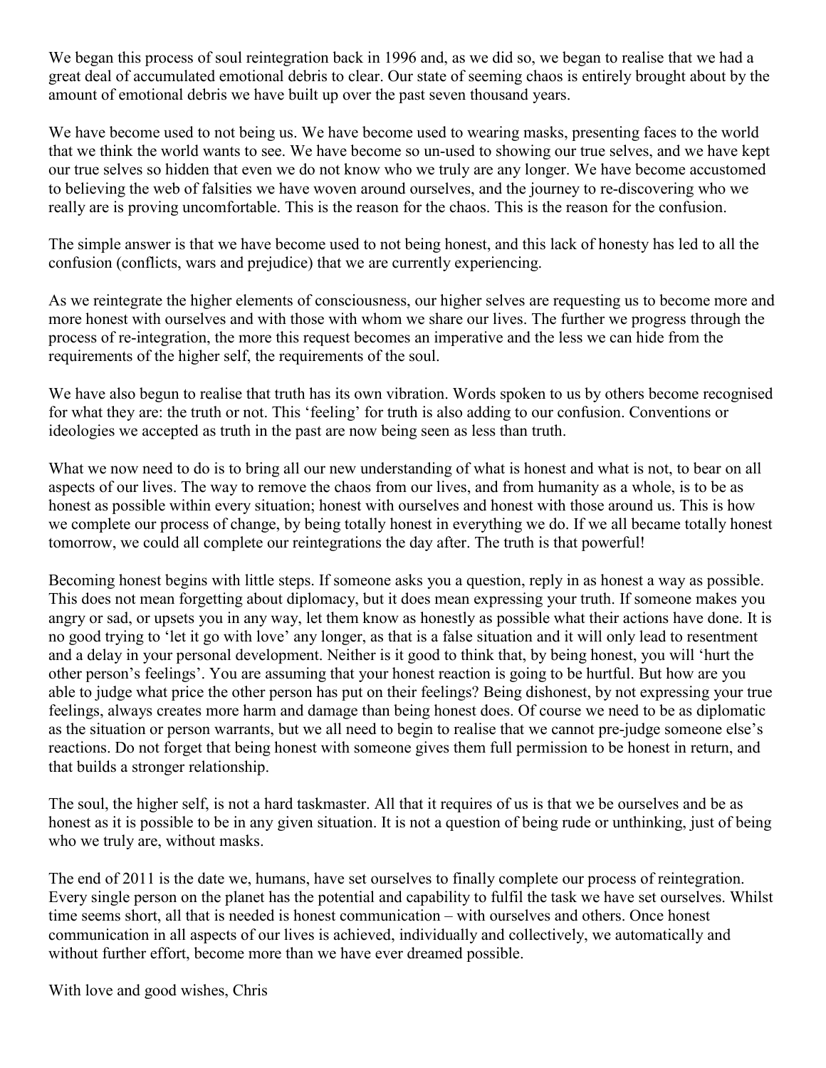We began this process of soul reintegration back in 1996 and, as we did so, we began to realise that we had a great deal of accumulated emotional debris to clear. Our state of seeming chaos is entirely brought about by the amount of emotional debris we have built up over the past seven thousand years.

We have become used to not being us. We have become used to wearing masks, presenting faces to the world that we think the world wants to see. We have become so un-used to showing our true selves, and we have kept our true selves so hidden that even we do not know who we truly are any longer. We have become accustomed to believing the web of falsities we have woven around ourselves, and the journey to re-discovering who we really are is proving uncomfortable. This is the reason for the chaos. This is the reason for the confusion.

The simple answer is that we have become used to not being honest, and this lack of honesty has led to all the confusion (conflicts, wars and prejudice) that we are currently experiencing.

As we reintegrate the higher elements of consciousness, our higher selves are requesting us to become more and more honest with ourselves and with those with whom we share our lives. The further we progress through the process of re-integration, the more this request becomes an imperative and the less we can hide from the requirements of the higher self, the requirements of the soul.

We have also begun to realise that truth has its own vibration. Words spoken to us by others become recognised for what they are: the truth or not. This 'feeling' for truth is also adding to our confusion. Conventions or ideologies we accepted as truth in the past are now being seen as less than truth.

What we now need to do is to bring all our new understanding of what is honest and what is not, to bear on all aspects of our lives. The way to remove the chaos from our lives, and from humanity as a whole, is to be as honest as possible within every situation; honest with ourselves and honest with those around us. This is how we complete our process of change, by being totally honest in everything we do. If we all became totally honest tomorrow, we could all complete our reintegrations the day after. The truth is that powerful!

Becoming honest begins with little steps. If someone asks you a question, reply in as honest a way as possible. This does not mean forgetting about diplomacy, but it does mean expressing your truth. If someone makes you angry or sad, or upsets you in any way, let them know as honestly as possible what their actions have done. It is no good trying to 'let it go with love' any longer, as that is a false situation and it will only lead to resentment and a delay in your personal development. Neither is it good to think that, by being honest, you will 'hurt the other person's feelings'. You are assuming that your honest reaction is going to be hurtful. But how are you able to judge what price the other person has put on their feelings? Being dishonest, by not expressing your true feelings, always creates more harm and damage than being honest does. Of course we need to be as diplomatic as the situation or person warrants, but we all need to begin to realise that we cannot pre-judge someone else's reactions. Do not forget that being honest with someone gives them full permission to be honest in return, and that builds a stronger relationship.

The soul, the higher self, is not a hard taskmaster. All that it requires of us is that we be ourselves and be as honest as it is possible to be in any given situation. It is not a question of being rude or unthinking, just of being who we truly are, without masks.

The end of 2011 is the date we, humans, have set ourselves to finally complete our process of reintegration. Every single person on the planet has the potential and capability to fulfil the task we have set ourselves. Whilst time seems short, all that is needed is honest communication – with ourselves and others. Once honest communication in all aspects of our lives is achieved, individually and collectively, we automatically and without further effort, become more than we have ever dreamed possible.

With love and good wishes, Chris